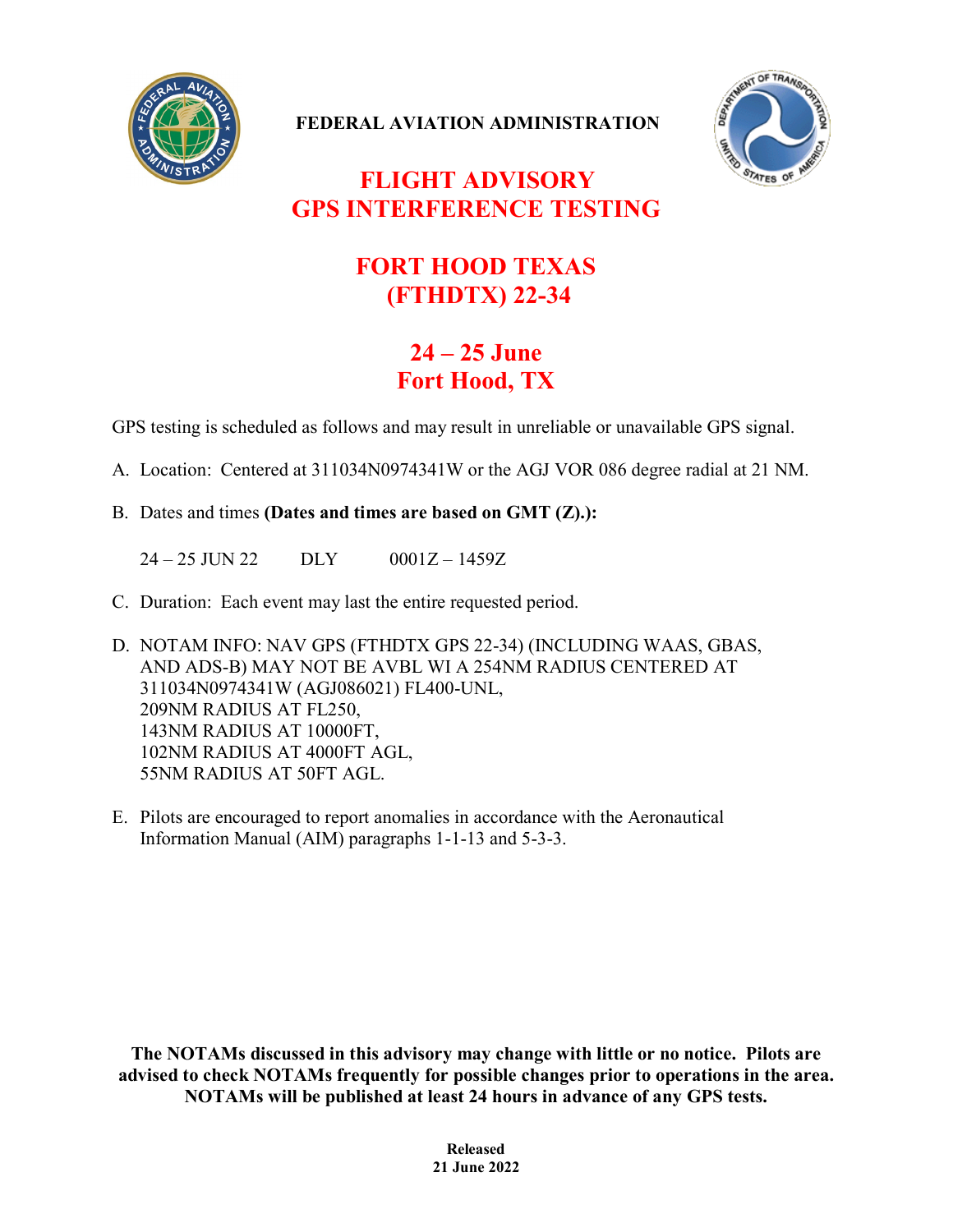**FEDERAL AVIATION ADMINISTRATION**

# FLIGHT ADVISORY
# GPS INTERFERENCE TESTING

## FORT HOOD TEXAS
## (FTHDTX) 22-34

## 24 – 25 June
## Fort Hood, TX

GPS testing is scheduled as follows and may result in unreliable or unavailable GPS signal.

A. Location: Centered at 311034N0974341W or the AGJ VOR 086 degree radial at 21 NM.

B. Dates and times **(Dates and times are based on GMT (Z).):**

24 – 25 JUN 22 DLY 0001Z – 1459Z

C. Duration: Each event may last the entire requested period.

D. NOTAM INFO: NAV GPS (FTHDTX GPS 22-34) (INCLUDING WAAS, GBAS, AND ADS-B) MAY NOT BE AVBL WI A 254NM RADIUS CENTERED AT 311034N0974341W (AGJ086021) FL400-UNL,
209NM RADIUS AT FL250,
143NM RADIUS AT 10000FT,
102NM RADIUS AT 4000FT AGL,
55NM RADIUS AT 50FT AGL.

E. Pilots are encouraged to report anomalies in accordance with the Aeronautical Information Manual (AIM) paragraphs 1-1-13 and 5-3-3.

**The NOTAMs discussed in this advisory may change with little or no notice. Pilots are advised to check NOTAMs frequently for possible changes prior to operations in the area. NOTAMs will be published at least 24 hours in advance of any GPS tests.**

**Released**
**21 June 2022**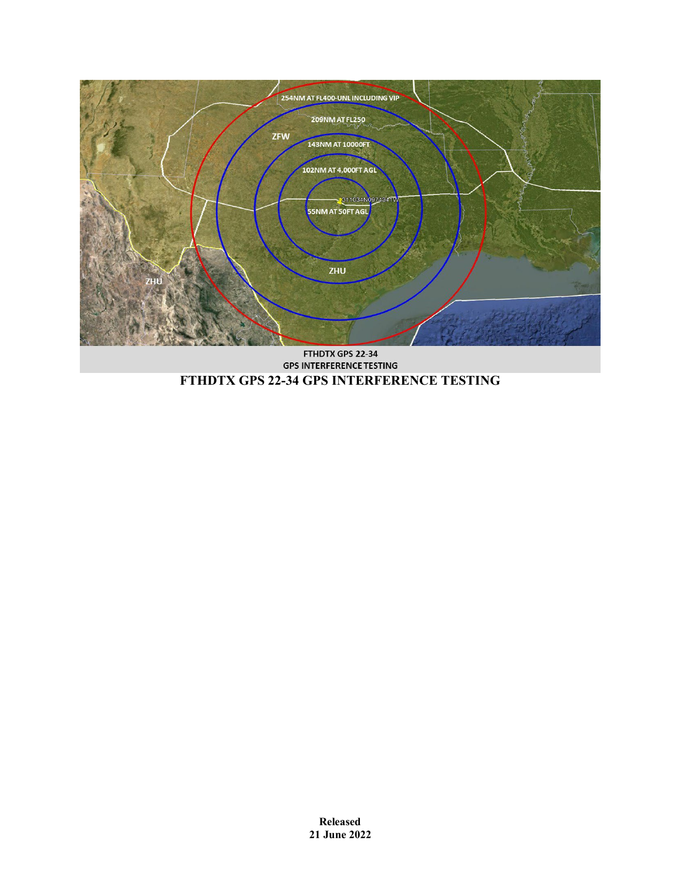254NM AT FL400-UNL INCLUDING VIP

209NM AT FL250

ZFW

143NM AT 10000FT

102NM AT 4,000FT AGL

311034N0974341W

55NM AT 50FT AGL

ZHU

ZHU

FTHDTX GPS 22-34
GPS INTERFERENCE TESTING

**FTHDTX GPS 22-34 GPS INTERFERENCE TESTING**

**Released**
**21 June 2022**